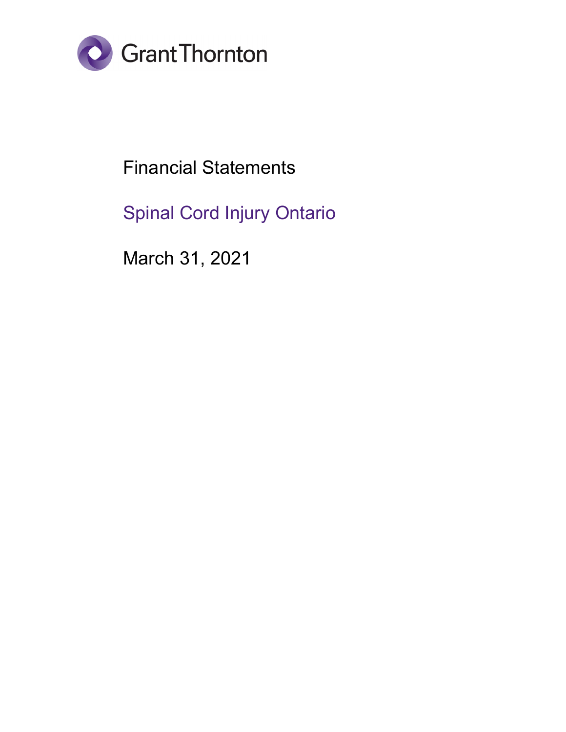Grant Thornton

# Financial Statements

## Spinal Cord Injury Ontario

March 31, 2021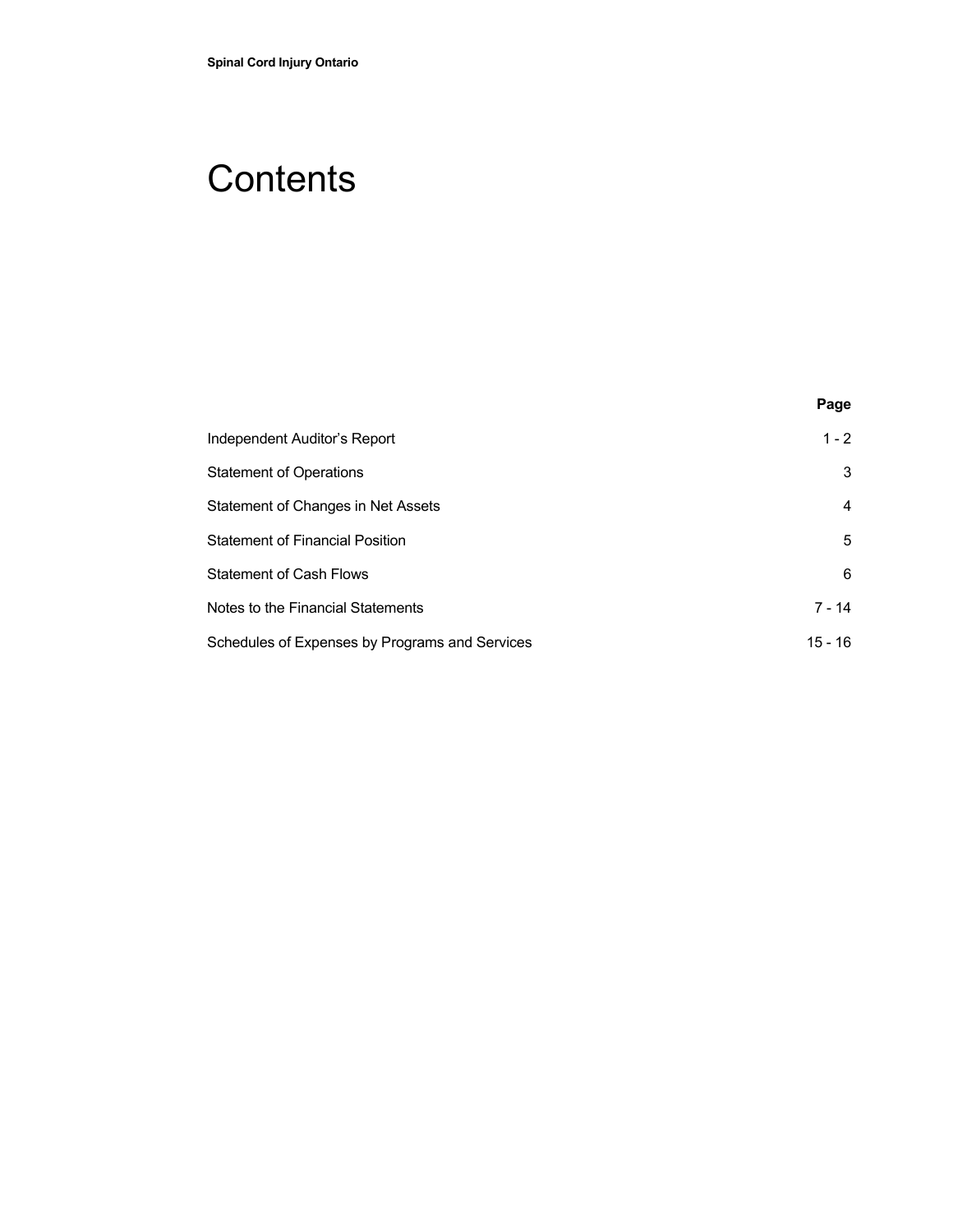**Spinal Cord Injury Ontario**

# Contents

| | Page |
|---|---|
| Independent Auditor's Report | 1 - 2 |
| Statement of Operations | 3 |
| Statement of Changes in Net Assets | 4 |
| Statement of Financial Position | 5 |
| Statement of Cash Flows | 6 |
| Notes to the Financial Statements | 7 - 14 |
| Schedules of Expenses by Programs and Services | 15 - 16 |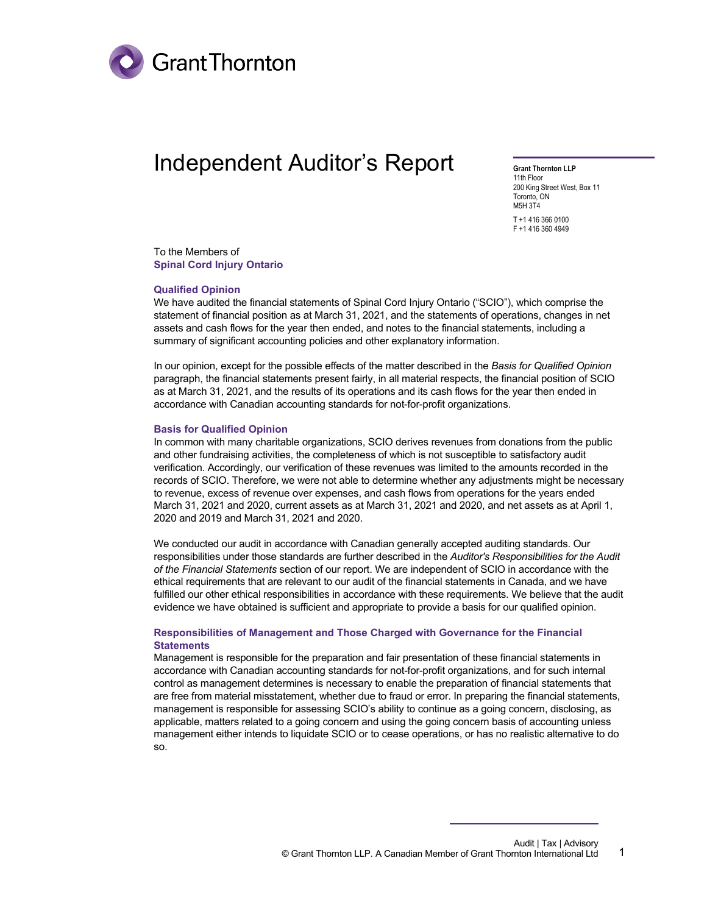# Independent Auditor's Report

**Grant Thornton LLP**
11th Floor
200 King Street West, Box 11
Toronto, ON
M5H 3T4

T +1 416 366 0100
F +1 416 360 4949

To the Members of
**Spinal Cord Injury Ontario**

## Qualified Opinion

We have audited the financial statements of Spinal Cord Injury Ontario ("SCIO"), which comprise the statement of financial position as at March 31, 2021, and the statements of operations, changes in net assets and cash flows for the year then ended, and notes to the financial statements, including a summary of significant accounting policies and other explanatory information.

In our opinion, except for the possible effects of the matter described in the *Basis for Qualified Opinion* paragraph, the financial statements present fairly, in all material respects, the financial position of SCIO as at March 31, 2021, and the results of its operations and its cash flows for the year then ended in accordance with Canadian accounting standards for not-for-profit organizations.

## Basis for Qualified Opinion

In common with many charitable organizations, SCIO derives revenues from donations from the public and other fundraising activities, the completeness of which is not susceptible to satisfactory audit verification. Accordingly, our verification of these revenues was limited to the amounts recorded in the records of SCIO. Therefore, we were not able to determine whether any adjustments might be necessary to revenue, excess of revenue over expenses, and cash flows from operations for the years ended March 31, 2021 and 2020, current assets as at March 31, 2021 and 2020, and net assets as at April 1, 2020 and 2019 and March 31, 2021 and 2020.

We conducted our audit in accordance with Canadian generally accepted auditing standards. Our responsibilities under those standards are further described in the *Auditor's Responsibilities for the Audit of the Financial Statements* section of our report. We are independent of SCIO in accordance with the ethical requirements that are relevant to our audit of the financial statements in Canada, and we have fulfilled our other ethical responsibilities in accordance with these requirements. We believe that the audit evidence we have obtained is sufficient and appropriate to provide a basis for our qualified opinion.

## Responsibilities of Management and Those Charged with Governance for the Financial Statements

Management is responsible for the preparation and fair presentation of these financial statements in accordance with Canadian accounting standards for not-for-profit organizations, and for such internal control as management determines is necessary to enable the preparation of financial statements that are free from material misstatement, whether due to fraud or error. In preparing the financial statements, management is responsible for assessing SCIO's ability to continue as a going concern, disclosing, as applicable, matters related to a going concern and using the going concern basis of accounting unless management either intends to liquidate SCIO or to cease operations, or has no realistic alternative to do so.

Audit | Tax | Advisory
© Grant Thornton LLP. A Canadian Member of Grant Thornton International Ltd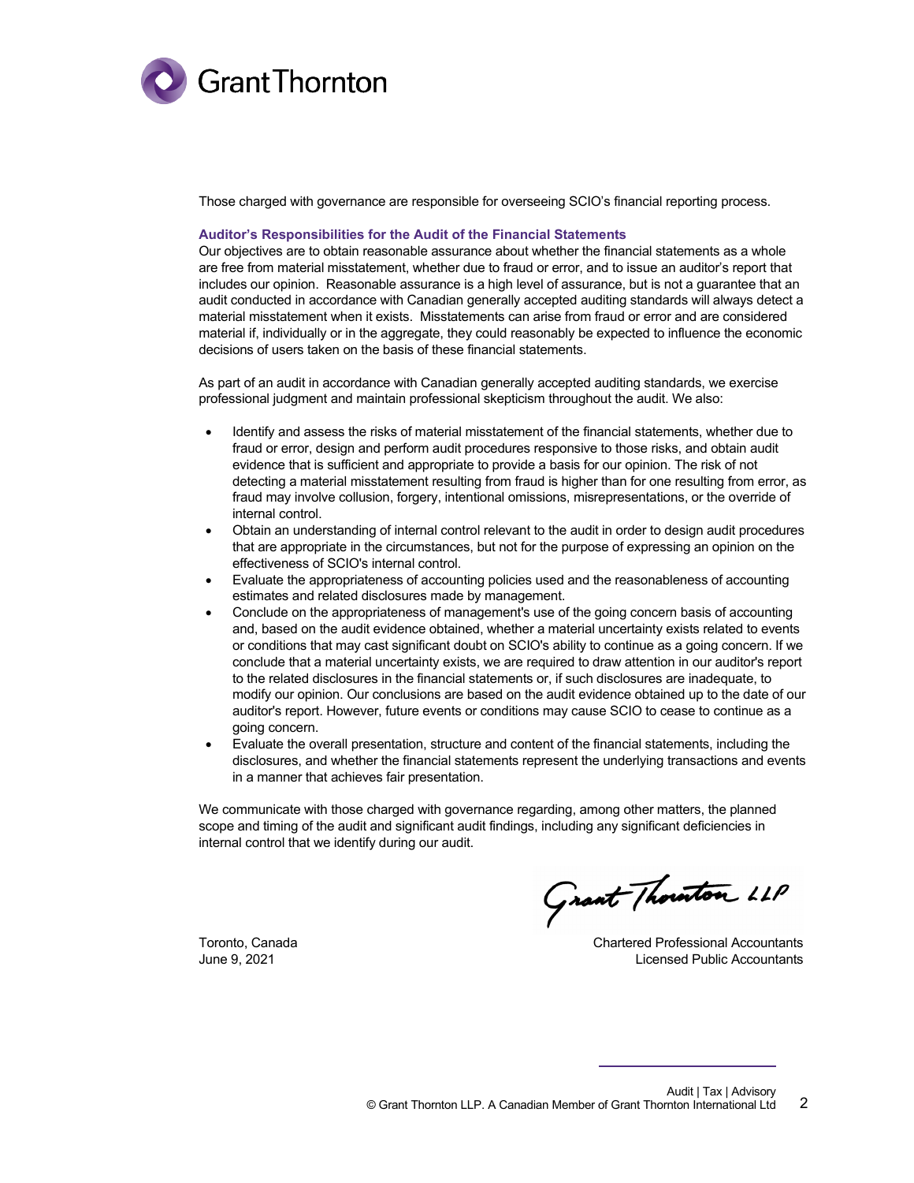Those charged with governance are responsible for overseeing SCIO's financial reporting process.

### Auditor's Responsibilities for the Audit of the Financial Statements

Our objectives are to obtain reasonable assurance about whether the financial statements as a whole are free from material misstatement, whether due to fraud or error, and to issue an auditor's report that includes our opinion. Reasonable assurance is a high level of assurance, but is not a guarantee that an audit conducted in accordance with Canadian generally accepted auditing standards will always detect a material misstatement when it exists. Misstatements can arise from fraud or error and are considered material if, individually or in the aggregate, they could reasonably be expected to influence the economic decisions of users taken on the basis of these financial statements.

As part of an audit in accordance with Canadian generally accepted auditing standards, we exercise professional judgment and maintain professional skepticism throughout the audit. We also:

- Identify and assess the risks of material misstatement of the financial statements, whether due to fraud or error, design and perform audit procedures responsive to those risks, and obtain audit evidence that is sufficient and appropriate to provide a basis for our opinion. The risk of not detecting a material misstatement resulting from fraud is higher than for one resulting from error, as fraud may involve collusion, forgery, intentional omissions, misrepresentations, or the override of internal control.
- Obtain an understanding of internal control relevant to the audit in order to design audit procedures that are appropriate in the circumstances, but not for the purpose of expressing an opinion on the effectiveness of SCIO's internal control.
- Evaluate the appropriateness of accounting policies used and the reasonableness of accounting estimates and related disclosures made by management.
- Conclude on the appropriateness of management's use of the going concern basis of accounting and, based on the audit evidence obtained, whether a material uncertainty exists related to events or conditions that may cast significant doubt on SCIO's ability to continue as a going concern. If we conclude that a material uncertainty exists, we are required to draw attention in our auditor's report to the related disclosures in the financial statements or, if such disclosures are inadequate, to modify our opinion. Our conclusions are based on the audit evidence obtained up to the date of our auditor's report. However, future events or conditions may cause SCIO to cease to continue as a going concern.
- Evaluate the overall presentation, structure and content of the financial statements, including the disclosures, and whether the financial statements represent the underlying transactions and events in a manner that achieves fair presentation.

We communicate with those charged with governance regarding, among other matters, the planned scope and timing of the audit and significant audit findings, including any significant deficiencies in internal control that we identify during our audit.

Grant Thornton LLP

Toronto, Canada
June 9, 2021

Chartered Professional Accountants
Licensed Public Accountants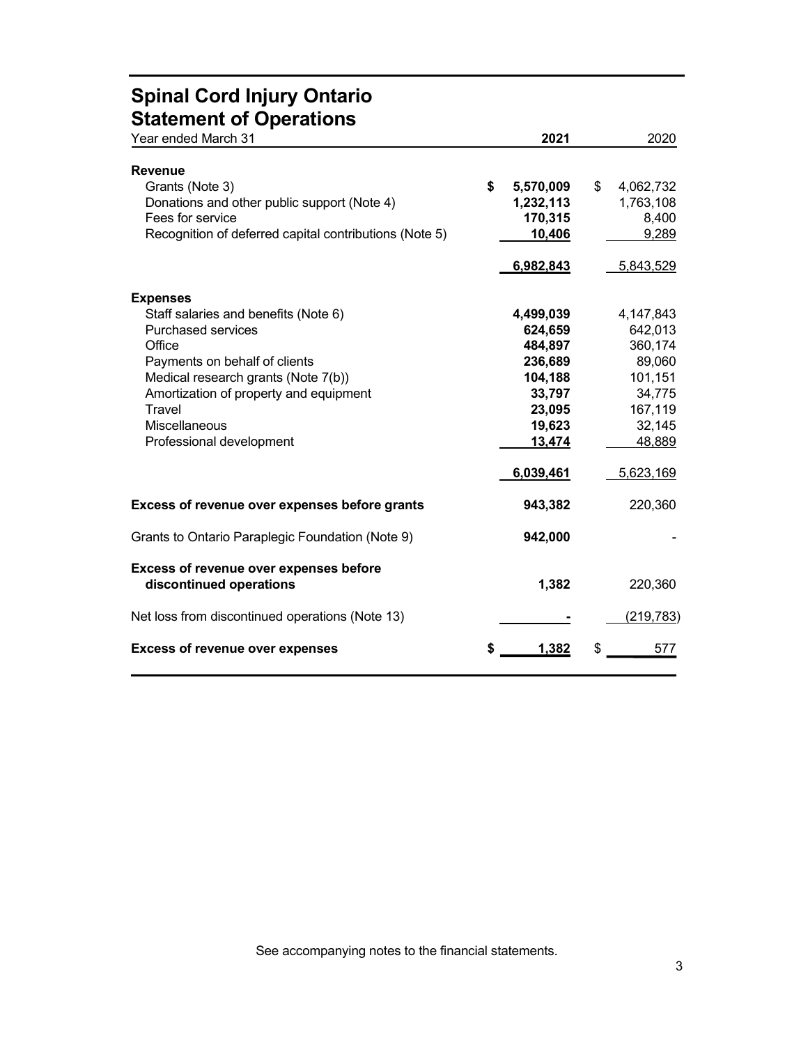# Spinal Cord Injury Ontario
## Statement of Operations

| Year ended March 31 | 2021 | 2020 |
|---|---|---|
| **Revenue** | | |
| Grants (Note 3) | **$ 5,570,009** | $ 4,062,732 |
| Donations and other public support (Note 4) | **1,232,113** | 1,763,108 |
| Fees for service | **170,315** | 8,400 |
| Recognition of deferred capital contributions (Note 5) | **10,406** | 9,289 |
| | **6,982,843** | 5,843,529 |
| **Expenses** | | |
| Staff salaries and benefits (Note 6) | **4,499,039** | 4,147,843 |
| Purchased services | **624,659** | 642,013 |
| Office | **484,897** | 360,174 |
| Payments on behalf of clients | **236,689** | 89,060 |
| Medical research grants (Note 7(b)) | **104,188** | 101,151 |
| Amortization of property and equipment | **33,797** | 34,775 |
| Travel | **23,095** | 167,119 |
| Miscellaneous | **19,623** | 32,145 |
| Professional development | **13,474** | 48,889 |
| | **6,039,461** | 5,623,169 |
| **Excess of revenue over expenses before grants** | **943,382** | 220,360 |
| Grants to Ontario Paraplegic Foundation (Note 9) | **942,000** | - |
| **Excess of revenue over expenses before discontinued operations** | **1,382** | 220,360 |
| Net loss from discontinued operations (Note 13) | **-** | (219,783) |
| **Excess of revenue over expenses** | **$ 1,382** | $ 577 |

See accompanying notes to the financial statements.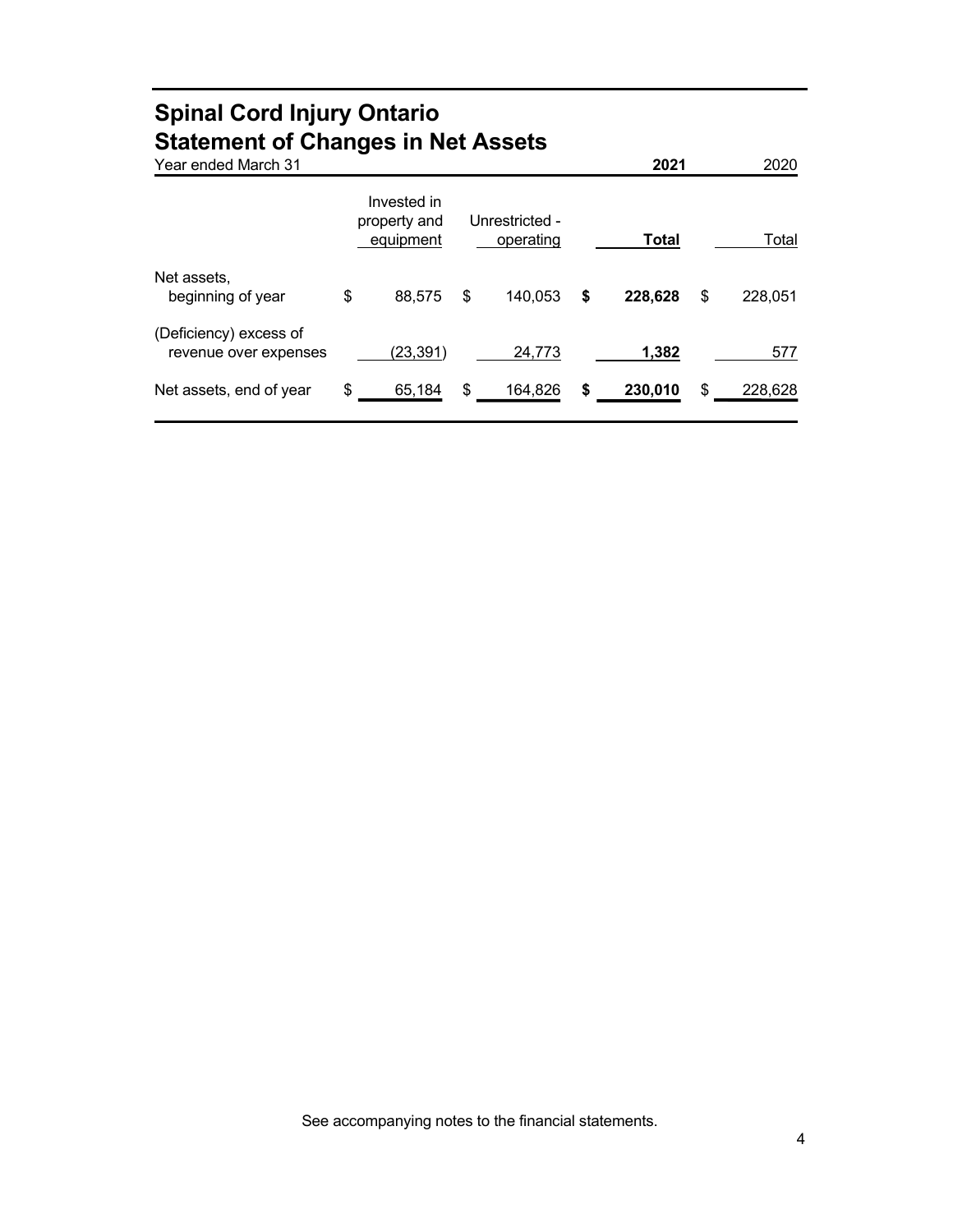# Spinal Cord Injury Ontario
# Statement of Changes in Net Assets

Year ended March 31

| | Invested in property and equipment | Unrestricted - operating | **2021 Total** | 2020 Total |
|---|---|---|---|---|
| Net assets, beginning of year | $ 88,575 | $ 140,053 | **$ 228,628** | $ 228,051 |
| (Deficiency) excess of revenue over expenses | (23,391) | 24,773 | **1,382** | 577 |
| Net assets, end of year | $ 65,184 | $ 164,826 | **$ 230,010** | $ 228,628 |

See accompanying notes to the financial statements.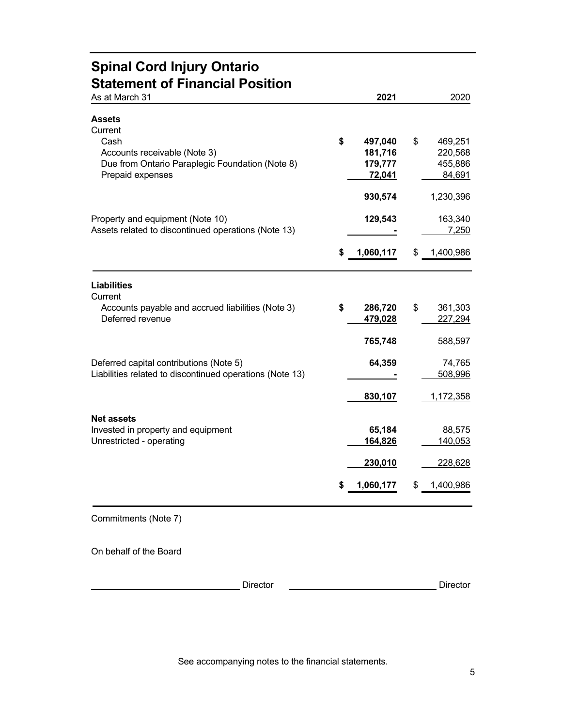# Spinal Cord Injury Ontario
## Statement of Financial Position

| As at March 31 | 2021 | 2020 |
|---|---|---|
| **Assets** | | |
| Current | | |
| Cash | **$ 497,040** | $ 469,251 |
| Accounts receivable (Note 3) | **181,716** | 220,568 |
| Due from Ontario Paraplegic Foundation (Note 8) | **179,777** | 455,886 |
| Prepaid expenses | **72,041** | 84,691 |
| | **930,574** | 1,230,396 |
| Property and equipment (Note 10) | **129,543** | 163,340 |
| Assets related to discontinued operations (Note 13) | **-** | 7,250 |
| | **$ 1,060,117** | $ 1,400,986 |
| **Liabilities** | | |
| Current | | |
| Accounts payable and accrued liabilities (Note 3) | **$ 286,720** | $ 361,303 |
| Deferred revenue | **479,028** | 227,294 |
| | **765,748** | 588,597 |
| Deferred capital contributions (Note 5) | **64,359** | 74,765 |
| Liabilities related to discontinued operations (Note 13) | **-** | 508,996 |
| | **830,107** | 1,172,358 |
| **Net assets** | | |
| Invested in property and equipment | **65,184** | 88,575 |
| Unrestricted - operating | **164,826** | 140,053 |
| | **230,010** | 228,628 |
| | **$ 1,060,177** | $ 1,400,986 |

Commitments (Note 7)

On behalf of the Board

_____________________________ Director _____________________________ Director

See accompanying notes to the financial statements.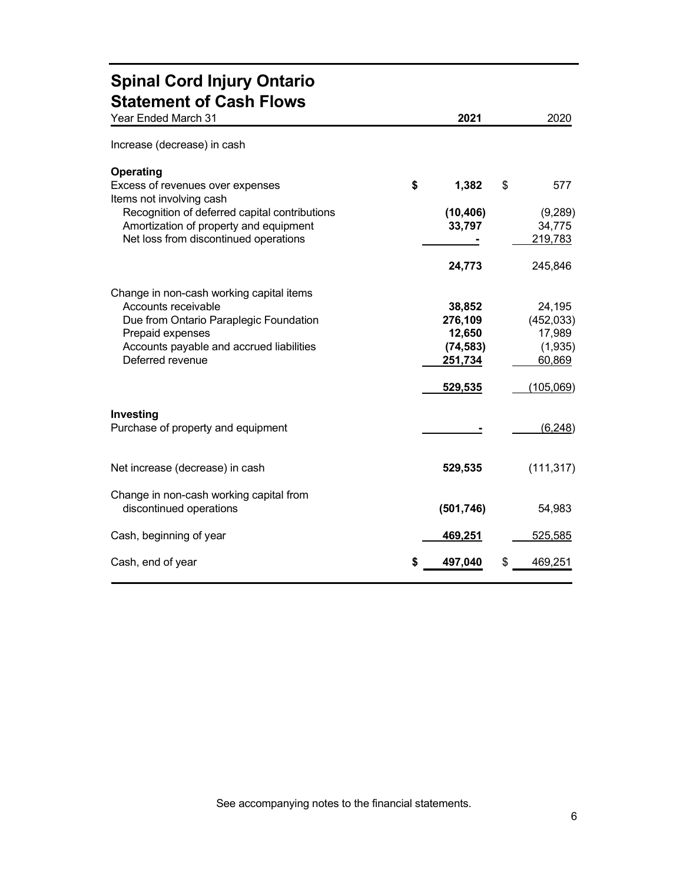# Spinal Cord Injury Ontario
## Statement of Cash Flows

| Year Ended March 31 | 2021 | 2020 |
|---|---|---|
| Increase (decrease) in cash | | |
| **Operating** | | |
| Excess of revenues over expenses | $ 1,382 | $ 577 |
| Items not involving cash | | |
| Recognition of deferred capital contributions | (10,406) | (9,289) |
| Amortization of property and equipment | 33,797 | 34,775 |
| Net loss from discontinued operations | - | 219,783 |
| | 24,773 | 245,846 |
| Change in non-cash working capital items | | |
| Accounts receivable | 38,852 | 24,195 |
| Due from Ontario Paraplegic Foundation | 276,109 | (452,033) |
| Prepaid expenses | 12,650 | 17,989 |
| Accounts payable and accrued liabilities | (74,583) | (1,935) |
| Deferred revenue | 251,734 | 60,869 |
| | 529,535 | (105,069) |
| **Investing** | | |
| Purchase of property and equipment | - | (6,248) |
| Net increase (decrease) in cash | 529,535 | (111,317) |
| Change in non-cash working capital from discontinued operations | (501,746) | 54,983 |
| Cash, beginning of year | 469,251 | 525,585 |
| Cash, end of year | $ 497,040 | $ 469,251 |

See accompanying notes to the financial statements.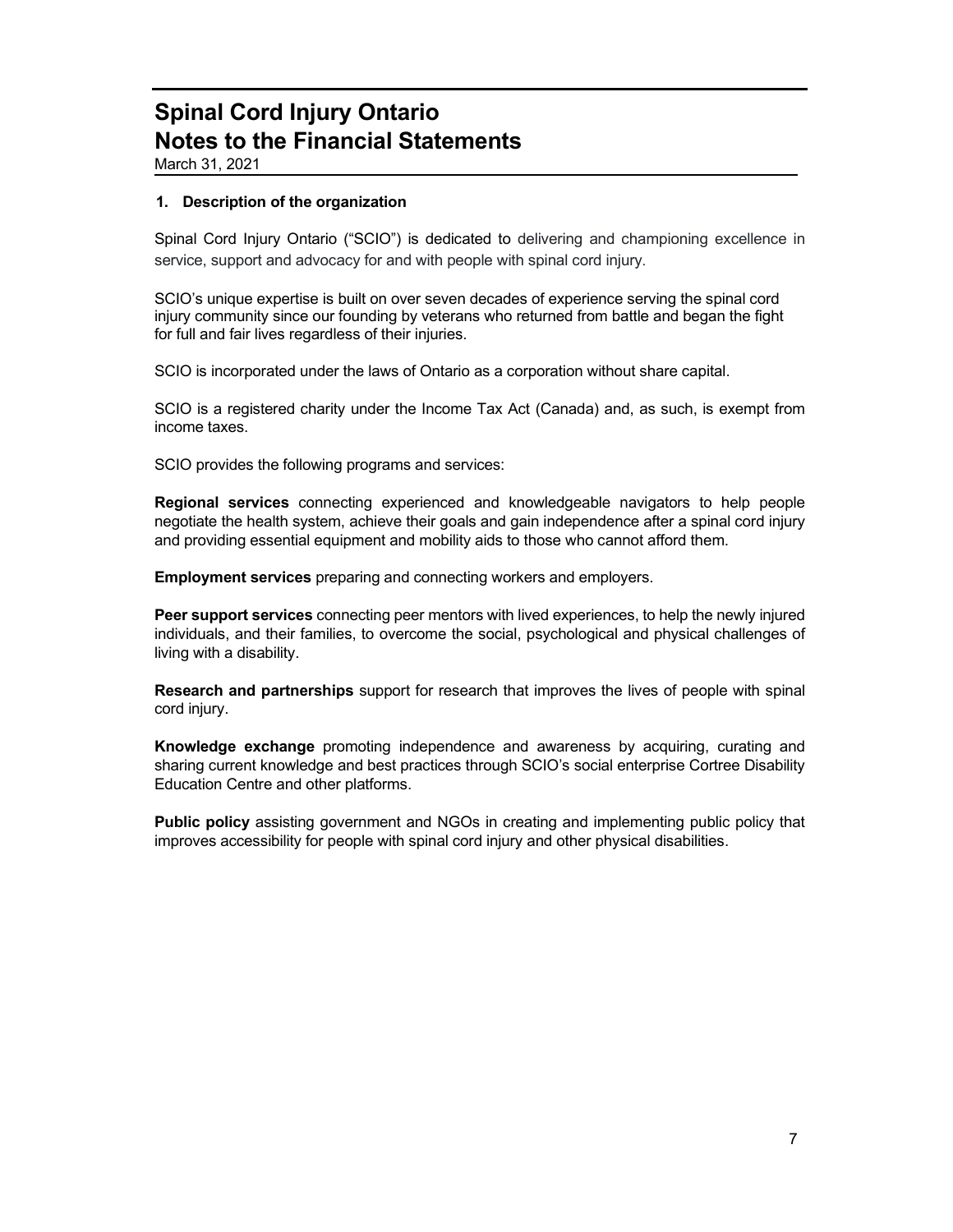# Spinal Cord Injury Ontario
# Notes to the Financial Statements

March 31, 2021

## 1. Description of the organization

Spinal Cord Injury Ontario ("SCIO") is dedicated to delivering and championing excellence in service, support and advocacy for and with people with spinal cord injury.

SCIO's unique expertise is built on over seven decades of experience serving the spinal cord injury community since our founding by veterans who returned from battle and began the fight for full and fair lives regardless of their injuries.

SCIO is incorporated under the laws of Ontario as a corporation without share capital.

SCIO is a registered charity under the Income Tax Act (Canada) and, as such, is exempt from income taxes.

SCIO provides the following programs and services:

**Regional services** connecting experienced and knowledgeable navigators to help people negotiate the health system, achieve their goals and gain independence after a spinal cord injury and providing essential equipment and mobility aids to those who cannot afford them.

**Employment services** preparing and connecting workers and employers.

**Peer support services** connecting peer mentors with lived experiences, to help the newly injured individuals, and their families, to overcome the social, psychological and physical challenges of living with a disability.

**Research and partnerships** support for research that improves the lives of people with spinal cord injury.

**Knowledge exchange** promoting independence and awareness by acquiring, curating and sharing current knowledge and best practices through SCIO's social enterprise Cortree Disability Education Centre and other platforms.

**Public policy** assisting government and NGOs in creating and implementing public policy that improves accessibility for people with spinal cord injury and other physical disabilities.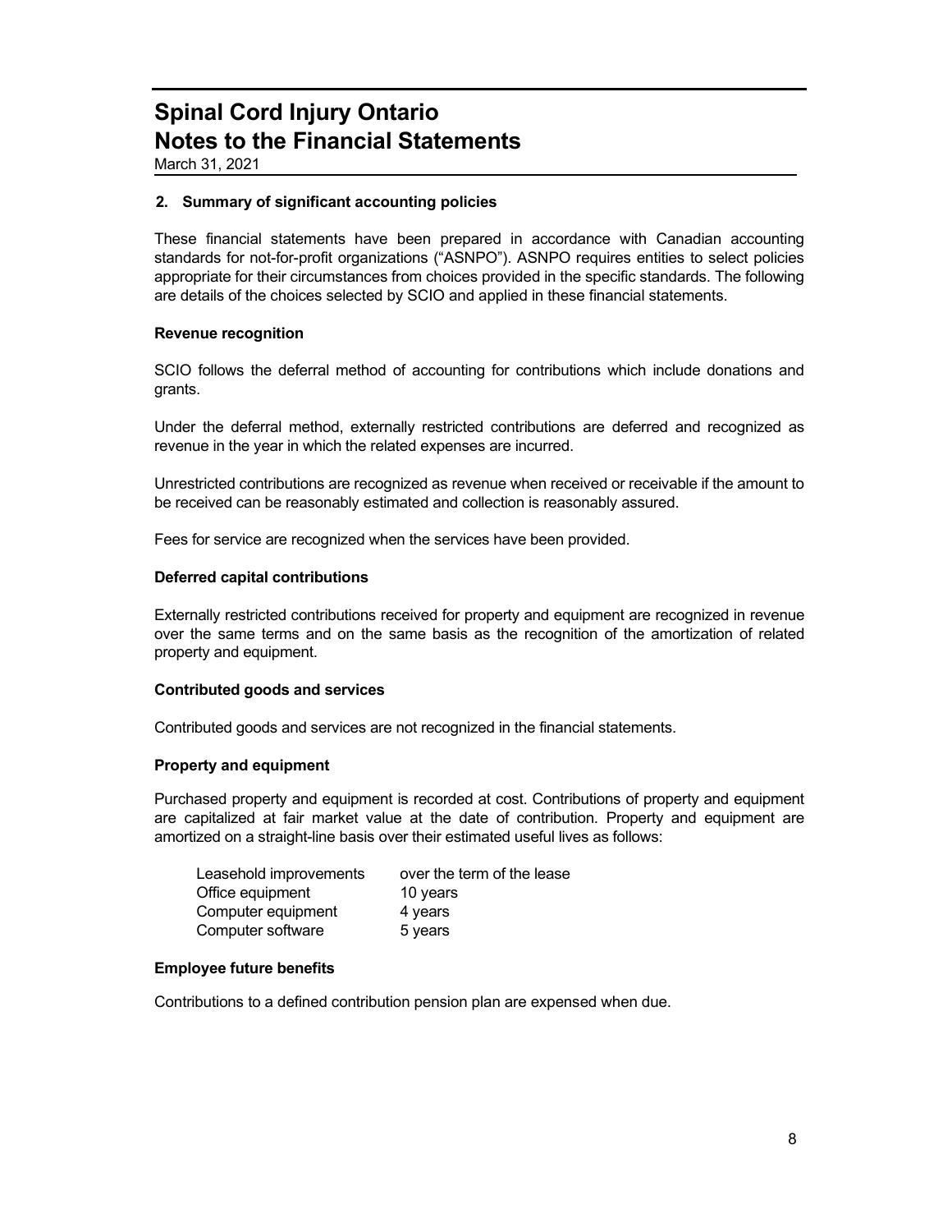# Spinal Cord Injury Ontario
# Notes to the Financial Statements

March 31, 2021

## 2. Summary of significant accounting policies

These financial statements have been prepared in accordance with Canadian accounting standards for not-for-profit organizations ("ASNPO"). ASNPO requires entities to select policies appropriate for their circumstances from choices provided in the specific standards. The following are details of the choices selected by SCIO and applied in these financial statements.

### Revenue recognition

SCIO follows the deferral method of accounting for contributions which include donations and grants.

Under the deferral method, externally restricted contributions are deferred and recognized as revenue in the year in which the related expenses are incurred.

Unrestricted contributions are recognized as revenue when received or receivable if the amount to be received can be reasonably estimated and collection is reasonably assured.

Fees for service are recognized when the services have been provided.

### Deferred capital contributions

Externally restricted contributions received for property and equipment are recognized in revenue over the same terms and on the same basis as the recognition of the amortization of related property and equipment.

### Contributed goods and services

Contributed goods and services are not recognized in the financial statements.

### Property and equipment

Purchased property and equipment is recorded at cost. Contributions of property and equipment are capitalized at fair market value at the date of contribution. Property and equipment are amortized on a straight-line basis over their estimated useful lives as follows:

| | |
|---|---|
| Leasehold improvements | over the term of the lease |
| Office equipment | 10 years |
| Computer equipment | 4 years |
| Computer software | 5 years |

### Employee future benefits

Contributions to a defined contribution pension plan are expensed when due.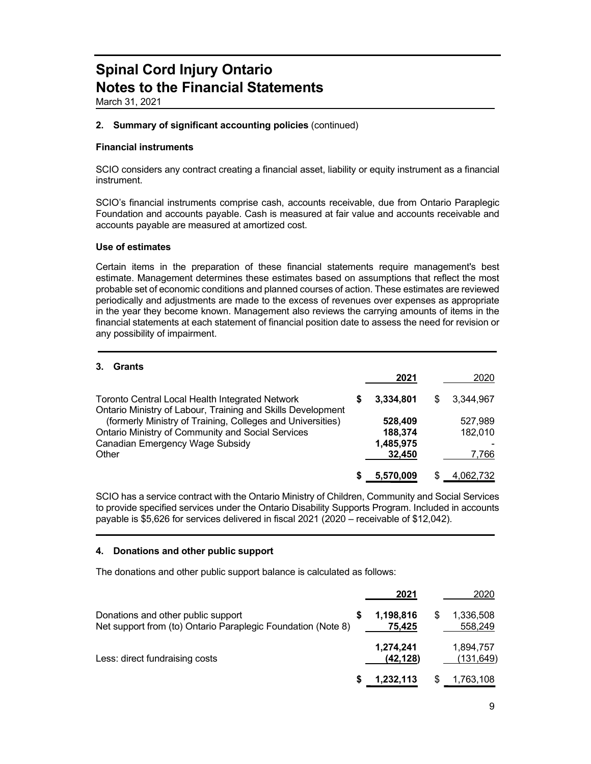# Spinal Cord Injury Ontario
# Notes to the Financial Statements

March 31, 2021

## 2. Summary of significant accounting policies (continued)

### Financial instruments

SCIO considers any contract creating a financial asset, liability or equity instrument as a financial instrument.

SCIO's financial instruments comprise cash, accounts receivable, due from Ontario Paraplegic Foundation and accounts payable. Cash is measured at fair value and accounts receivable and accounts payable are measured at amortized cost.

### Use of estimates

Certain items in the preparation of these financial statements require management's best estimate. Management determines these estimates based on assumptions that reflect the most probable set of economic conditions and planned courses of action. These estimates are reviewed periodically and adjustments are made to the excess of revenues over expenses as appropriate in the year they become known. Management also reviews the carrying amounts of items in the financial statements at each statement of financial position date to assess the need for revision or any possibility of impairment.

## 3. Grants

| | 2021 | 2020 |
|---|---|---|
| Toronto Central Local Health Integrated Network | $ 3,334,801 | $ 3,344,967 |
| Ontario Ministry of Labour, Training and Skills Development (formerly Ministry of Training, Colleges and Universities) | 528,409 | 527,989 |
| Ontario Ministry of Community and Social Services | 188,374 | 182,010 |
| Canadian Emergency Wage Subsidy | 1,485,975 | - |
| Other | 32,450 | 7,766 |
| | $ 5,570,009 | $ 4,062,732 |

SCIO has a service contract with the Ontario Ministry of Children, Community and Social Services to provide specified services under the Ontario Disability Supports Program. Included in accounts payable is $5,626 for services delivered in fiscal 2021 (2020 – receivable of $12,042).

## 4. Donations and other public support

The donations and other public support balance is calculated as follows:

| | 2021 | 2020 |
|---|---|---|
| Donations and other public support | $ 1,198,816 | $ 1,336,508 |
| Net support from (to) Ontario Paraplegic Foundation (Note 8) | 75,425 | 558,249 |
| | 1,274,241 | 1,894,757 |
| Less: direct fundraising costs | (42,128) | (131,649) |
| | $ 1,232,113 | $ 1,763,108 |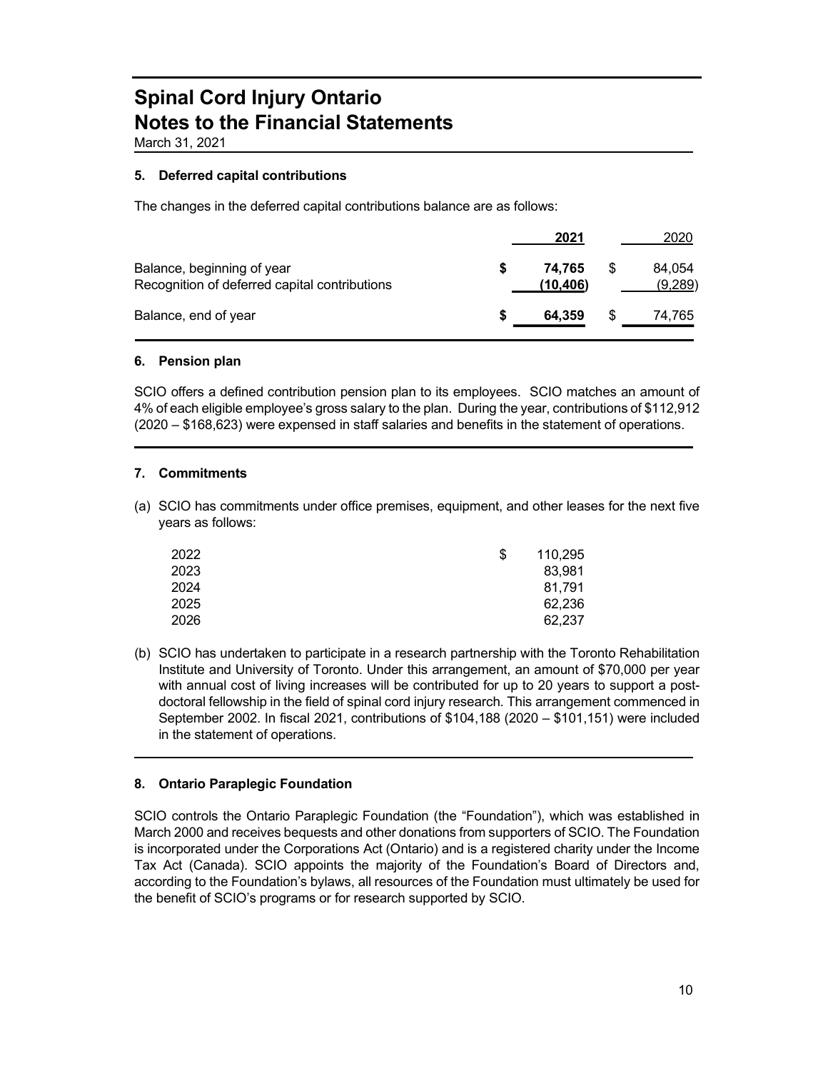# Spinal Cord Injury Ontario
# Notes to the Financial Statements

March 31, 2021

## 5. Deferred capital contributions

The changes in the deferred capital contributions balance are as follows:

| | **2021** | 2020 |
|---|---|---|
| Balance, beginning of year | **$ 74,765** | $ 84,054 |
| Recognition of deferred capital contributions | **(10,406)** | (9,289) |
| Balance, end of year | **$ 64,359** | $ 74,765 |

## 6. Pension plan

SCIO offers a defined contribution pension plan to its employees. SCIO matches an amount of 4% of each eligible employee's gross salary to the plan. During the year, contributions of $112,912 (2020 – $168,623) were expensed in staff salaries and benefits in the statement of operations.

## 7. Commitments

(a) SCIO has commitments under office premises, equipment, and other leases for the next five years as follows:

| | |
|---|---|
| 2022 | $ 110,295 |
| 2023 | 83,981 |
| 2024 | 81,791 |
| 2025 | 62,236 |
| 2026 | 62,237 |

(b) SCIO has undertaken to participate in a research partnership with the Toronto Rehabilitation Institute and University of Toronto. Under this arrangement, an amount of $70,000 per year with annual cost of living increases will be contributed for up to 20 years to support a post-doctoral fellowship in the field of spinal cord injury research. This arrangement commenced in September 2002. In fiscal 2021, contributions of $104,188 (2020 – $101,151) were included in the statement of operations.

## 8. Ontario Paraplegic Foundation

SCIO controls the Ontario Paraplegic Foundation (the "Foundation"), which was established in March 2000 and receives bequests and other donations from supporters of SCIO. The Foundation is incorporated under the Corporations Act (Ontario) and is a registered charity under the Income Tax Act (Canada). SCIO appoints the majority of the Foundation's Board of Directors and, according to the Foundation's bylaws, all resources of the Foundation must ultimately be used for the benefit of SCIO's programs or for research supported by SCIO.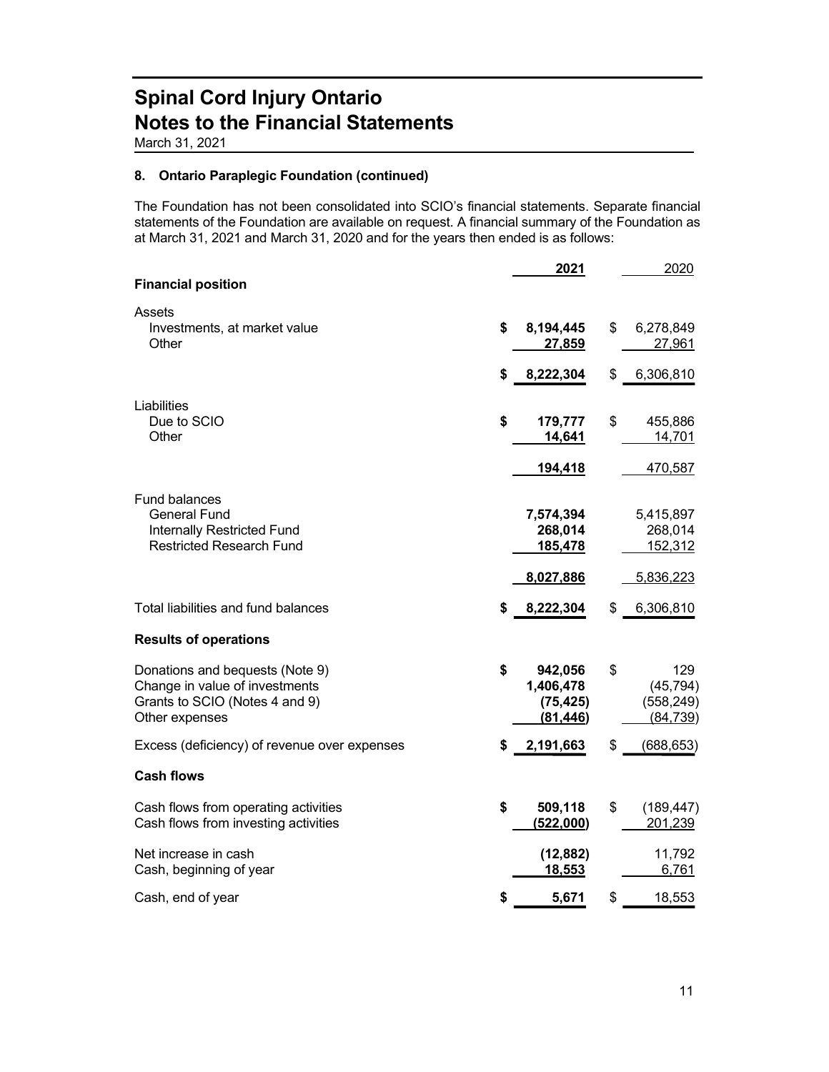# Spinal Cord Injury Ontario
# Notes to the Financial Statements

March 31, 2021

### 8. Ontario Paraplegic Foundation (continued)

The Foundation has not been consolidated into SCIO's financial statements. Separate financial statements of the Foundation are available on request. A financial summary of the Foundation as at March 31, 2021 and March 31, 2020 and for the years then ended is as follows:

| | **2021** | 2020 |
|---|---|---|
| **Financial position** | | |
| Assets | | |
| Investments, at market value | **$ 8,194,445** | $ 6,278,849 |
| Other | **27,859** | 27,961 |
| | **$ 8,222,304** | $ 6,306,810 |
| Liabilities | | |
| Due to SCIO | **$ 179,777** | $ 455,886 |
| Other | **14,641** | 14,701 |
| | **194,418** | 470,587 |
| Fund balances | | |
| General Fund | **7,574,394** | 5,415,897 |
| Internally Restricted Fund | **268,014** | 268,014 |
| Restricted Research Fund | **185,478** | 152,312 |
| | **8,027,886** | 5,836,223 |
| Total liabilities and fund balances | **$ 8,222,304** | $ 6,306,810 |
| **Results of operations** | | |
| Donations and bequests (Note 9) | **$ 942,056** | $ 129 |
| Change in value of investments | **1,406,478** | (45,794) |
| Grants to SCIO (Notes 4 and 9) | **(75,425)** | (558,249) |
| Other expenses | **(81,446)** | (84,739) |
| Excess (deficiency) of revenue over expenses | **$ 2,191,663** | $ (688,653) |
| **Cash flows** | | |
| Cash flows from operating activities | **$ 509,118** | $ (189,447) |
| Cash flows from investing activities | **(522,000)** | 201,239 |
| Net increase in cash | **(12,882)** | 11,792 |
| Cash, beginning of year | **18,553** | 6,761 |
| Cash, end of year | **$ 5,671** | $ 18,553 |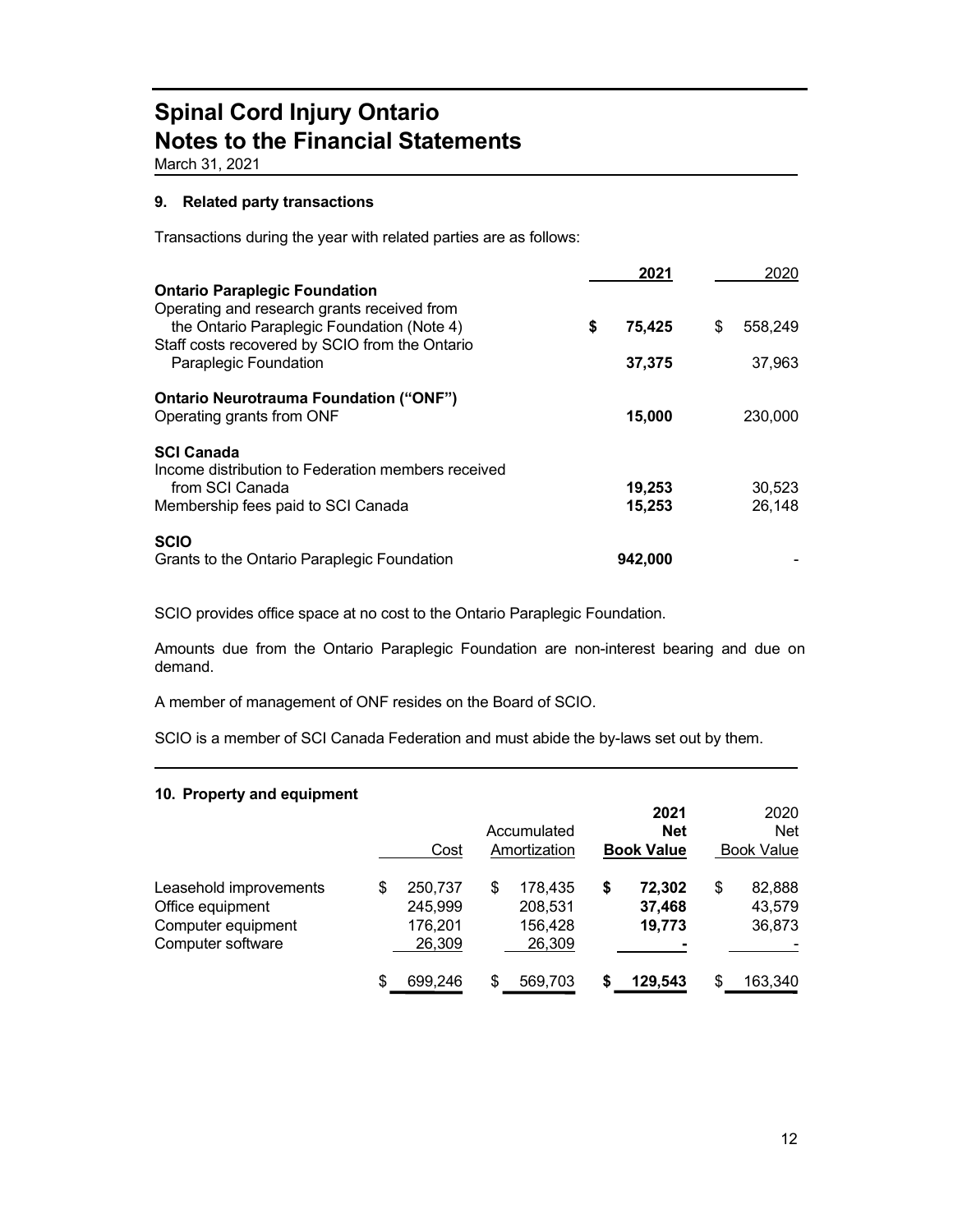# Spinal Cord Injury Ontario
# Notes to the Financial Statements

March 31, 2021

### 9. Related party transactions

Transactions during the year with related parties are as follows:

| | **2021** | 2020 |
|---|---|---|
| **Ontario Paraplegic Foundation** | | |
| Operating and research grants received from the Ontario Paraplegic Foundation (Note 4) | **$ 75,425** | $ 558,249 |
| Staff costs recovered by SCIO from the Ontario Paraplegic Foundation | **37,375** | 37,963 |
| **Ontario Neurotrauma Foundation ("ONF")** | | |
| Operating grants from ONF | **15,000** | 230,000 |
| **SCI Canada** | | |
| Income distribution to Federation members received from SCI Canada | **19,253** | 30,523 |
| Membership fees paid to SCI Canada | **15,253** | 26,148 |
| **SCIO** | | |
| Grants to the Ontario Paraplegic Foundation | **942,000** | - |

SCIO provides office space at no cost to the Ontario Paraplegic Foundation.

Amounts due from the Ontario Paraplegic Foundation are non-interest bearing and due on demand.

A member of management of ONF resides on the Board of SCIO.

SCIO is a member of SCI Canada Federation and must abide the by-laws set out by them.

### 10. Property and equipment

| | Cost | Accumulated Amortization | **2021 Net Book Value** | 2020 Net Book Value |
|---|---|---|---|---|
| Leasehold improvements | $ 250,737 | $ 178,435 | **$ 72,302** | $ 82,888 |
| Office equipment | 245,999 | 208,531 | **37,468** | 43,579 |
| Computer equipment | 176,201 | 156,428 | **19,773** | 36,873 |
| Computer software | 26,309 | 26,309 | **-** | - |
| | $ 699,246 | $ 569,703 | **$ 129,543** | $ 163,340 |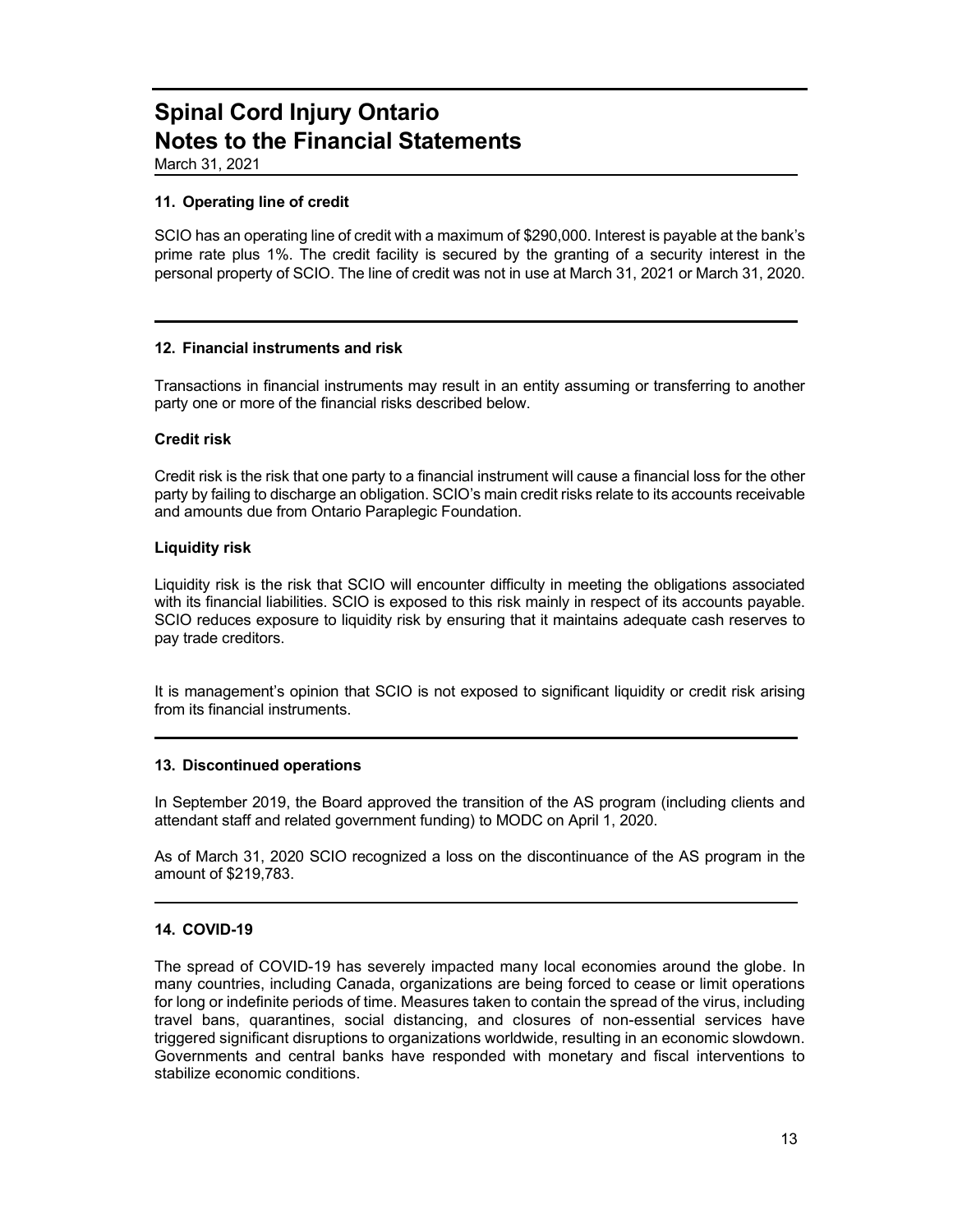# Spinal Cord Injury Ontario
# Notes to the Financial Statements

March 31, 2021

### 11. Operating line of credit

SCIO has an operating line of credit with a maximum of $290,000. Interest is payable at the bank's prime rate plus 1%. The credit facility is secured by the granting of a security interest in the personal property of SCIO. The line of credit was not in use at March 31, 2021 or March 31, 2020.

### 12. Financial instruments and risk

Transactions in financial instruments may result in an entity assuming or transferring to another party one or more of the financial risks described below.

**Credit risk**

Credit risk is the risk that one party to a financial instrument will cause a financial loss for the other party by failing to discharge an obligation. SCIO's main credit risks relate to its accounts receivable and amounts due from Ontario Paraplegic Foundation.

**Liquidity risk**

Liquidity risk is the risk that SCIO will encounter difficulty in meeting the obligations associated with its financial liabilities. SCIO is exposed to this risk mainly in respect of its accounts payable. SCIO reduces exposure to liquidity risk by ensuring that it maintains adequate cash reserves to pay trade creditors.

It is management's opinion that SCIO is not exposed to significant liquidity or credit risk arising from its financial instruments.

### 13. Discontinued operations

In September 2019, the Board approved the transition of the AS program (including clients and attendant staff and related government funding) to MODC on April 1, 2020.

As of March 31, 2020 SCIO recognized a loss on the discontinuance of the AS program in the amount of $219,783.

### 14. COVID-19

The spread of COVID-19 has severely impacted many local economies around the globe. In many countries, including Canada, organizations are being forced to cease or limit operations for long or indefinite periods of time. Measures taken to contain the spread of the virus, including travel bans, quarantines, social distancing, and closures of non-essential services have triggered significant disruptions to organizations worldwide, resulting in an economic slowdown. Governments and central banks have responded with monetary and fiscal interventions to stabilize economic conditions.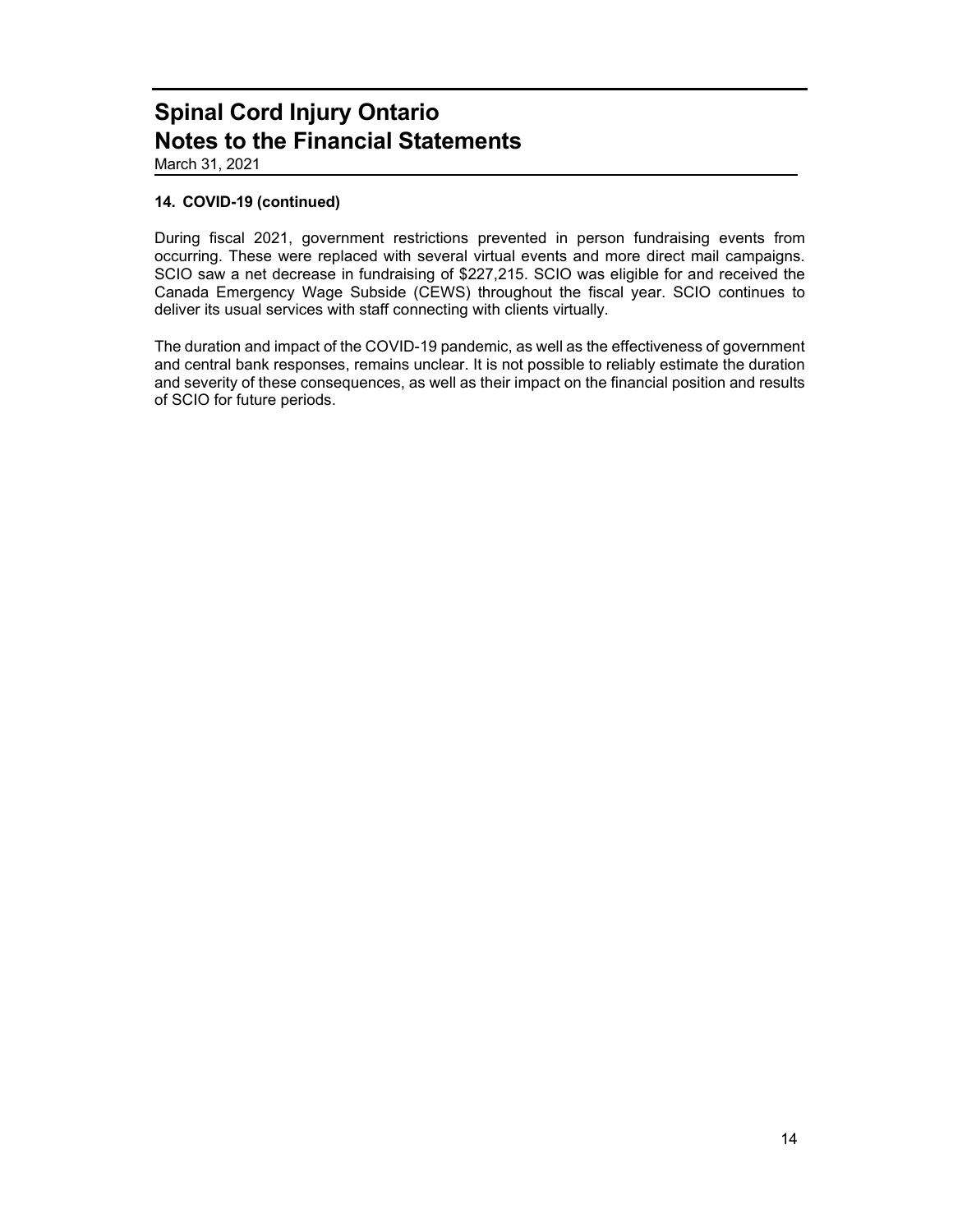# Spinal Cord Injury Ontario
# Notes to the Financial Statements

March 31, 2021

### 14. COVID-19 (continued)

During fiscal 2021, government restrictions prevented in person fundraising events from occurring. These were replaced with several virtual events and more direct mail campaigns. SCIO saw a net decrease in fundraising of $227,215. SCIO was eligible for and received the Canada Emergency Wage Subside (CEWS) throughout the fiscal year. SCIO continues to deliver its usual services with staff connecting with clients virtually.

The duration and impact of the COVID-19 pandemic, as well as the effectiveness of government and central bank responses, remains unclear. It is not possible to reliably estimate the duration and severity of these consequences, as well as their impact on the financial position and results of SCIO for future periods.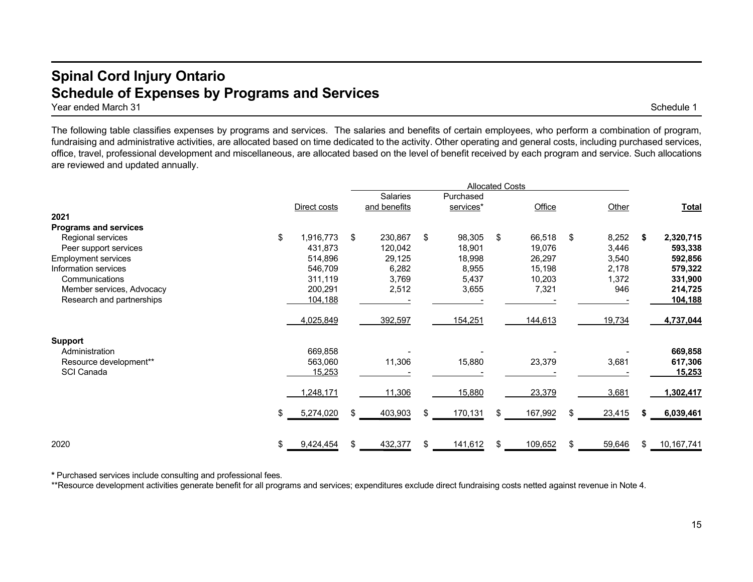# Spinal Cord Injury Ontario
## Schedule of Expenses by Programs and Services

Year ended March 31

Schedule 1

The following table classifies expenses by programs and services. The salaries and benefits of certain employees, who perform a combination of program, fundraising and administrative activities, are allocated based on time dedicated to the activity. Other operating and general costs, including purchased services, office, travel, professional development and miscellaneous, are allocated based on the level of benefit received by each program and service. Such allocations are reviewed and updated annually.

| | | Allocated Costs | | | | |
|---|---|---|---|---|---|---|
| | Direct costs | Salaries and benefits | Purchased services* | Office | Other | **Total** |
| **2021** | | | | | | |
| **Programs and services** | | | | | | |
| Regional services | $ 1,916,773 | $ 230,867 | $ 98,305 | $ 66,518 | $ 8,252 | **$ 2,320,715** |
| Peer support services | 431,873 | 120,042 | 18,901 | 19,076 | 3,446 | **593,338** |
| Employment services | 514,896 | 29,125 | 18,998 | 26,297 | 3,540 | **592,856** |
| Information services | 546,709 | 6,282 | 8,955 | 15,198 | 2,178 | **579,322** |
| Communications | 311,119 | 3,769 | 5,437 | 10,203 | 1,372 | **331,900** |
| Member services, Advocacy | 200,291 | 2,512 | 3,655 | 7,321 | 946 | **214,725** |
| Research and partnerships | 104,188 | - | - | - | - | **104,188** |
| | 4,025,849 | 392,597 | 154,251 | 144,613 | 19,734 | **4,737,044** |
| **Support** | | | | | | |
| Administration | 669,858 | - | - | - | - | **669,858** |
| Resource development** | 563,060 | 11,306 | 15,880 | 23,379 | 3,681 | **617,306** |
| SCI Canada | 15,253 | - | - | - | - | **15,253** |
| | 1,248,171 | 11,306 | 15,880 | 23,379 | 3,681 | **1,302,417** |
| | $ 5,274,020 | $ 403,903 | $ 170,131 | $ 167,992 | $ 23,415 | **$ 6,039,461** |
| 2020 | $ 9,424,454 | $ 432,377 | $ 141,612 | $ 109,652 | $ 59,646 | $ 10,167,741 |

**\*** Purchased services include consulting and professional fees.

**Resource development activities generate benefit for all programs and services; expenditures exclude direct fundraising costs netted against revenue in Note 4.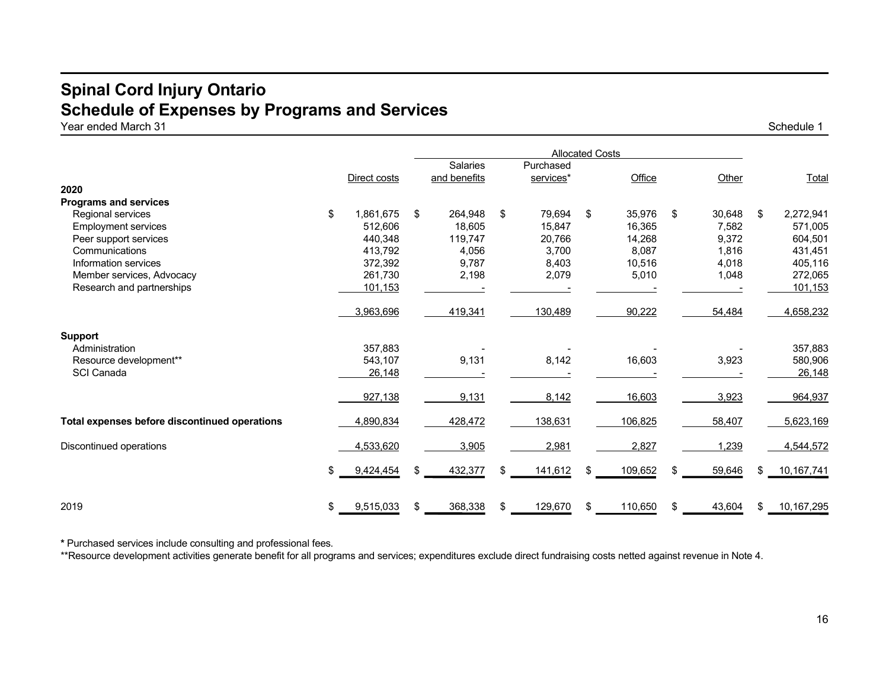# Spinal Cord Injury Ontario

## Schedule of Expenses by Programs and Services

Year ended March 31

Schedule 1

| | | Allocated Costs | | | | |
|---|---|---|---|---|---|---|
| | Direct costs | Salaries and benefits | Purchased services* | Office | Other | Total |
| **2020** | | | | | | |
| **Programs and services** | | | | | | |
| Regional services | $ 1,861,675 | $ 264,948 | $ 79,694 | $ 35,976 | $ 30,648 | $ 2,272,941 |
| Employment services | 512,606 | 18,605 | 15,847 | 16,365 | 7,582 | 571,005 |
| Peer support services | 440,348 | 119,747 | 20,766 | 14,268 | 9,372 | 604,501 |
| Communications | 413,792 | 4,056 | 3,700 | 8,087 | 1,816 | 431,451 |
| Information services | 372,392 | 9,787 | 8,403 | 10,516 | 4,018 | 405,116 |
| Member services, Advocacy | 261,730 | 2,198 | 2,079 | 5,010 | 1,048 | 272,065 |
| Research and partnerships | 101,153 | - | - | - | - | 101,153 |
| | 3,963,696 | 419,341 | 130,489 | 90,222 | 54,484 | 4,658,232 |
| **Support** | | | | | | |
| Administration | 357,883 | - | - | - | - | 357,883 |
| Resource development** | 543,107 | 9,131 | 8,142 | 16,603 | 3,923 | 580,906 |
| SCI Canada | 26,148 | - | - | - | - | 26,148 |
| | 927,138 | 9,131 | 8,142 | 16,603 | 3,923 | 964,937 |
| **Total expenses before discontinued operations** | 4,890,834 | 428,472 | 138,631 | 106,825 | 58,407 | 5,623,169 |
| Discontinued operations | 4,533,620 | 3,905 | 2,981 | 2,827 | 1,239 | 4,544,572 |
| | $ 9,424,454 | $ 432,377 | $ 141,612 | $ 109,652 | $ 59,646 | $ 10,167,741 |
| 2019 | $ 9,515,033 | $ 368,338 | $ 129,670 | $ 110,650 | $ 43,604 | $ 10,167,295 |

**\*** Purchased services include consulting and professional fees.

**Resource development activities generate benefit for all programs and services; expenditures exclude direct fundraising costs netted against revenue in Note 4.